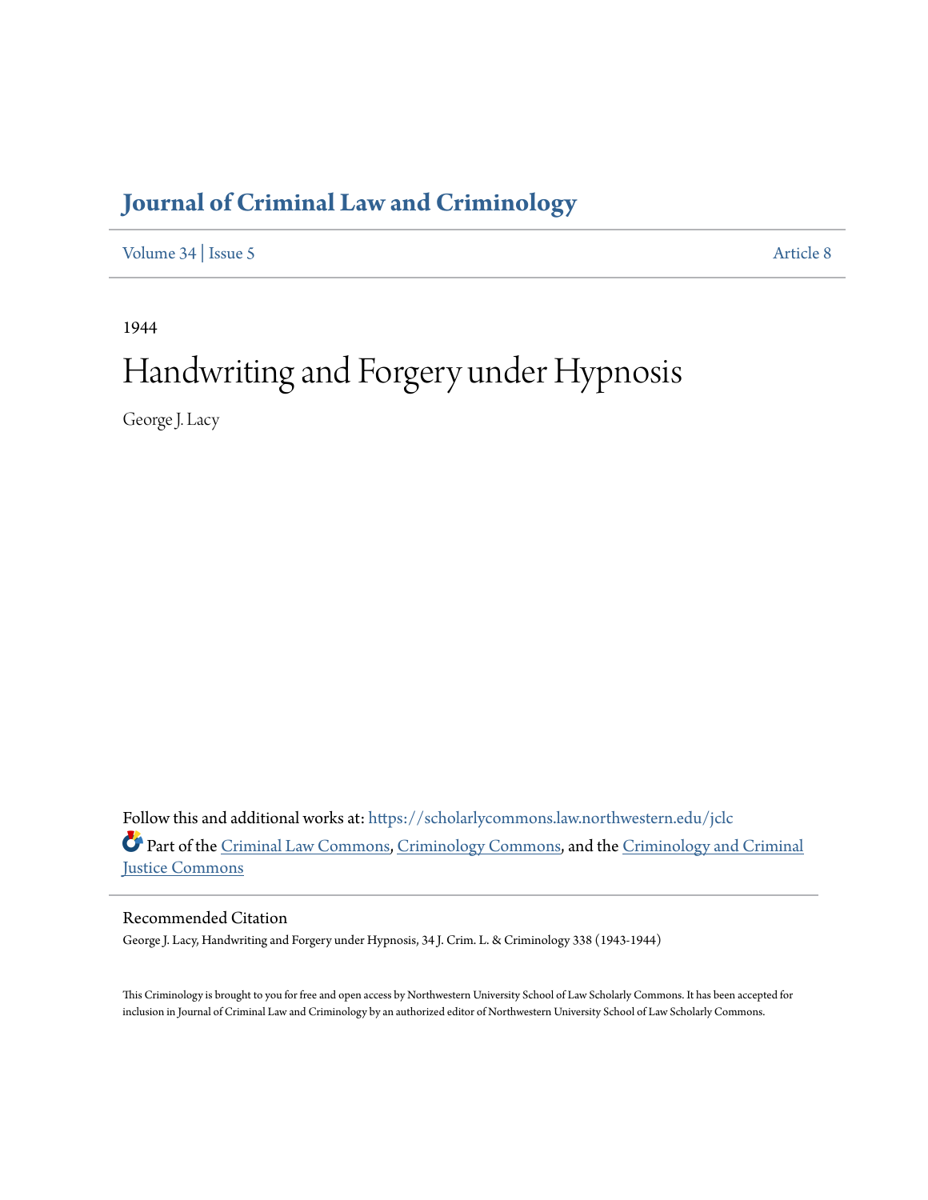# Journal of Criminal Law and Criminology

Volume 34 | Issue 5 Article 8

1944

# Handwriting and Forgery under Hypnosis

George J. Lacy

Follow this and additional works at: https://scholarlycommons.law.northwestern.edu/jclc

Part of the Criminal Law Commons, Criminology Commons, and the Criminology and Criminal Justice Commons

## Recommended Citation

George J. Lacy, Handwriting and Forgery under Hypnosis, 34 J. Crim. L. & Criminology 338 (1943-1944)

This Criminology is brought to you for free and open access by Northwestern University School of Law Scholarly Commons. It has been accepted for inclusion in Journal of Criminal Law and Criminology by an authorized editor of Northwestern University School of Law Scholarly Commons.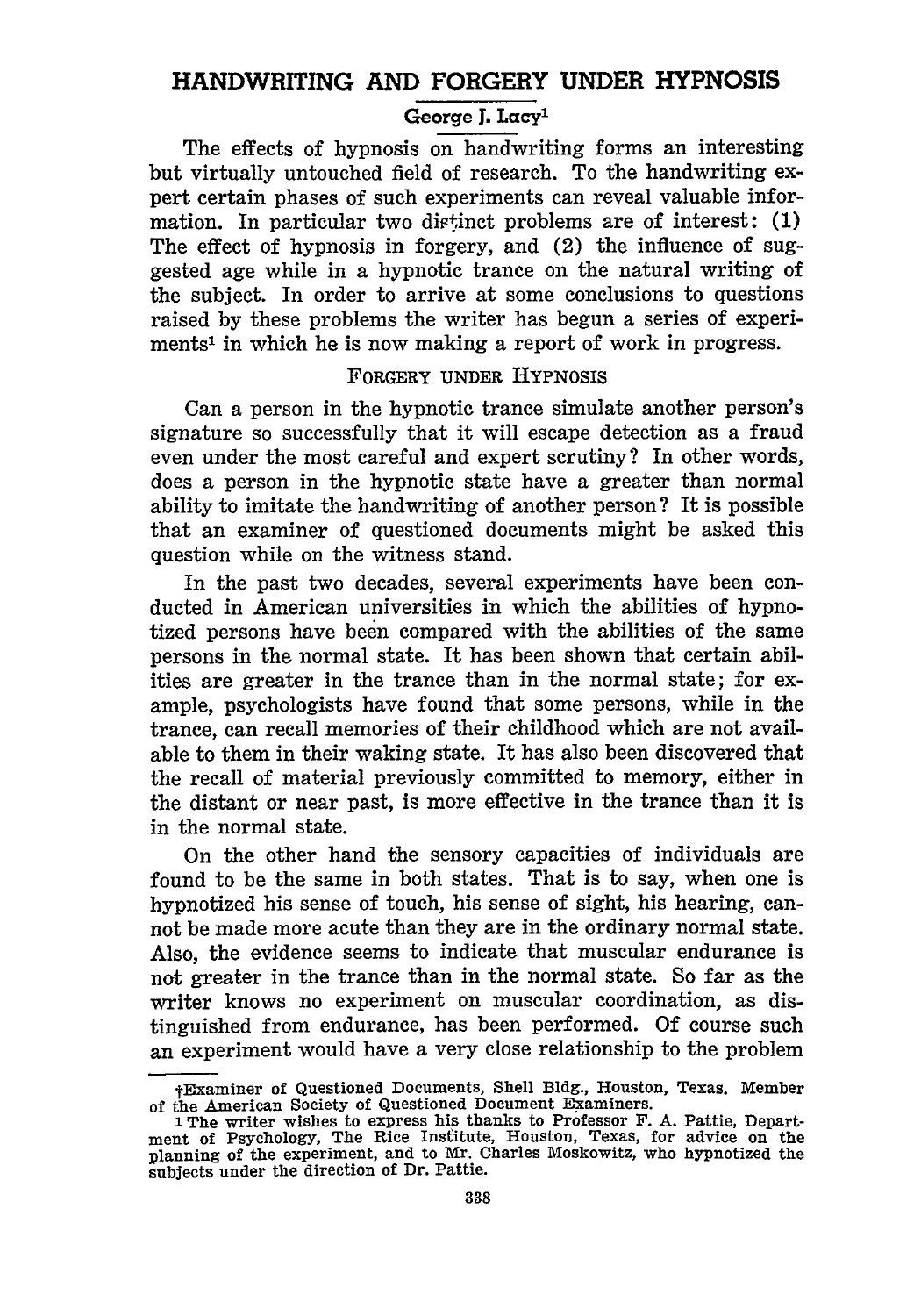# HANDWRITING AND FORGERY UNDER HYPNOSIS

George J. Lacy[†]

The effects of hypnosis on handwriting forms an interesting but virtually untouched field of research. To the handwriting expert certain phases of such experiments can reveal valuable information. In particular two distinct problems are of interest: (1) The effect of hypnosis in forgery, and (2) the influence of suggested age while in a hypnotic trance on the natural writing of the subject. In order to arrive at some conclusions to questions raised by these problems the writer has begun a series of experiments[1] in which he is now making a report of work in progress.

## FORGERY UNDER HYPNOSIS

Can a person in the hypnotic trance simulate another person's signature so successfully that it will escape detection as a fraud even under the most careful and expert scrutiny? In other words, does a person in the hypnotic state have a greater than normal ability to imitate the handwriting of another person? It is possible that an examiner of questioned documents might be asked this question while on the witness stand.

In the past two decades, several experiments have been conducted in American universities in which the abilities of hypnotized persons have been compared with the abilities of the same persons in the normal state. It has been shown that certain abilities are greater in the trance than in the normal state; for example, psychologists have found that some persons, while in the trance, can recall memories of their childhood which are not available to them in their waking state. It has also been discovered that the recall of material previously committed to memory, either in the distant or near past, is more effective in the trance than it is in the normal state.

On the other hand the sensory capacities of individuals are found to be the same in both states. That is to say, when one is hypnotized his sense of touch, his sense of sight, his hearing, cannot be made more acute than they are in the ordinary normal state. Also, the evidence seems to indicate that muscular endurance is not greater in the trance than in the normal state. So far as the writer knows no experiment on muscular coordination, as distinguished from endurance, has been performed. Of course such an experiment would have a very close relationship to the problem

---

[†]Examiner of Questioned Documents, Shell Bldg., Houston, Texas. Member of the American Society of Questioned Document Examiners.

[1] The writer wishes to express his thanks to Professor F. A. Pattie, Department of Psychology, The Rice Institute, Houston, Texas, for advice on the planning of the experiment, and to Mr. Charles Moskowitz, who hypnotized the subjects under the direction of Dr. Pattie.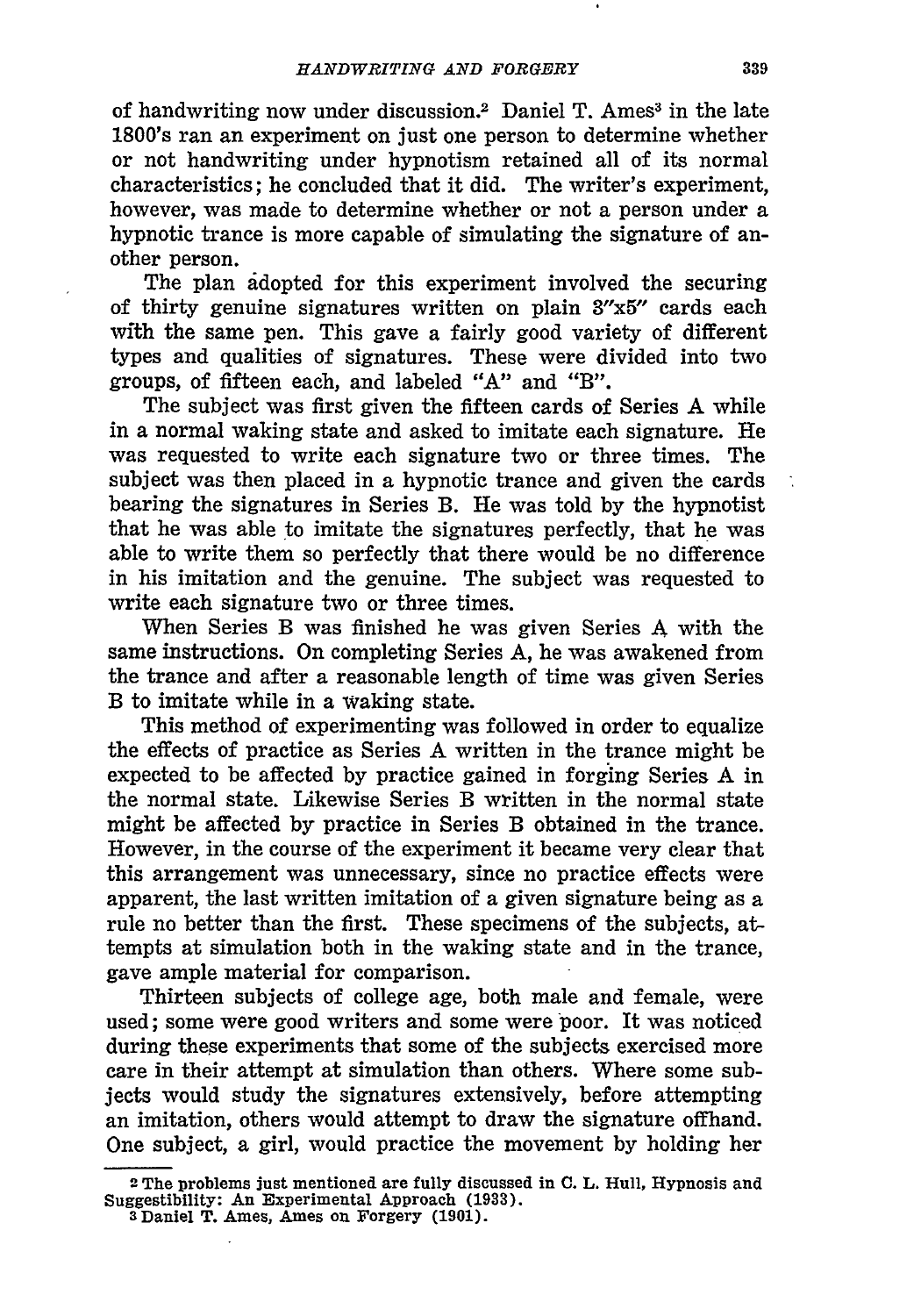of handwriting now under discussion.[2] Daniel T. Ames[3] in the late 1800's ran an experiment on just one person to determine whether or not handwriting under hypnotism retained all of its normal characteristics; he concluded that it did. The writer's experiment, however, was made to determine whether or not a person under a hypnotic trance is more capable of simulating the signature of another person.

The plan adopted for this experiment involved the securing of thirty genuine signatures written on plain 3"x5" cards each with the same pen. This gave a fairly good variety of different types and qualities of signatures. These were divided into two groups, of fifteen each, and labeled "A" and "B".

The subject was first given the fifteen cards of Series A while in a normal waking state and asked to imitate each signature. He was requested to write each signature two or three times. The subject was then placed in a hypnotic trance and given the cards bearing the signatures in Series B. He was told by the hypnotist that he was able to imitate the signatures perfectly, that he was able to write them so perfectly that there would be no difference in his imitation and the genuine. The subject was requested to write each signature two or three times.

When Series B was finished he was given Series A with the same instructions. On completing Series A, he was awakened from the trance and after a reasonable length of time was given Series B to imitate while in a waking state.

This method of experimenting was followed in order to equalize the effects of practice as Series A written in the trance might be expected to be affected by practice gained in forging Series A in the normal state. Likewise Series B written in the normal state might be affected by practice in Series B obtained in the trance. However, in the course of the experiment it became very clear that this arrangement was unnecessary, since no practice effects were apparent, the last written imitation of a given signature being as a rule no better than the first. These specimens of the subjects, attempts at simulation both in the waking state and in the trance, gave ample material for comparison.

Thirteen subjects of college age, both male and female, were used; some were good writers and some were poor. It was noticed during these experiments that some of the subjects exercised more care in their attempt at simulation than others. Where some subjects would study the signatures extensively, before attempting an imitation, others would attempt to draw the signature offhand. One subject, a girl, would practice the movement by holding her

[2] The problems just mentioned are fully discussed in C. L. Hull, Hypnosis and Suggestibility: An Experimental Approach (1933).

[3] Daniel T. Ames, Ames on Forgery (1901).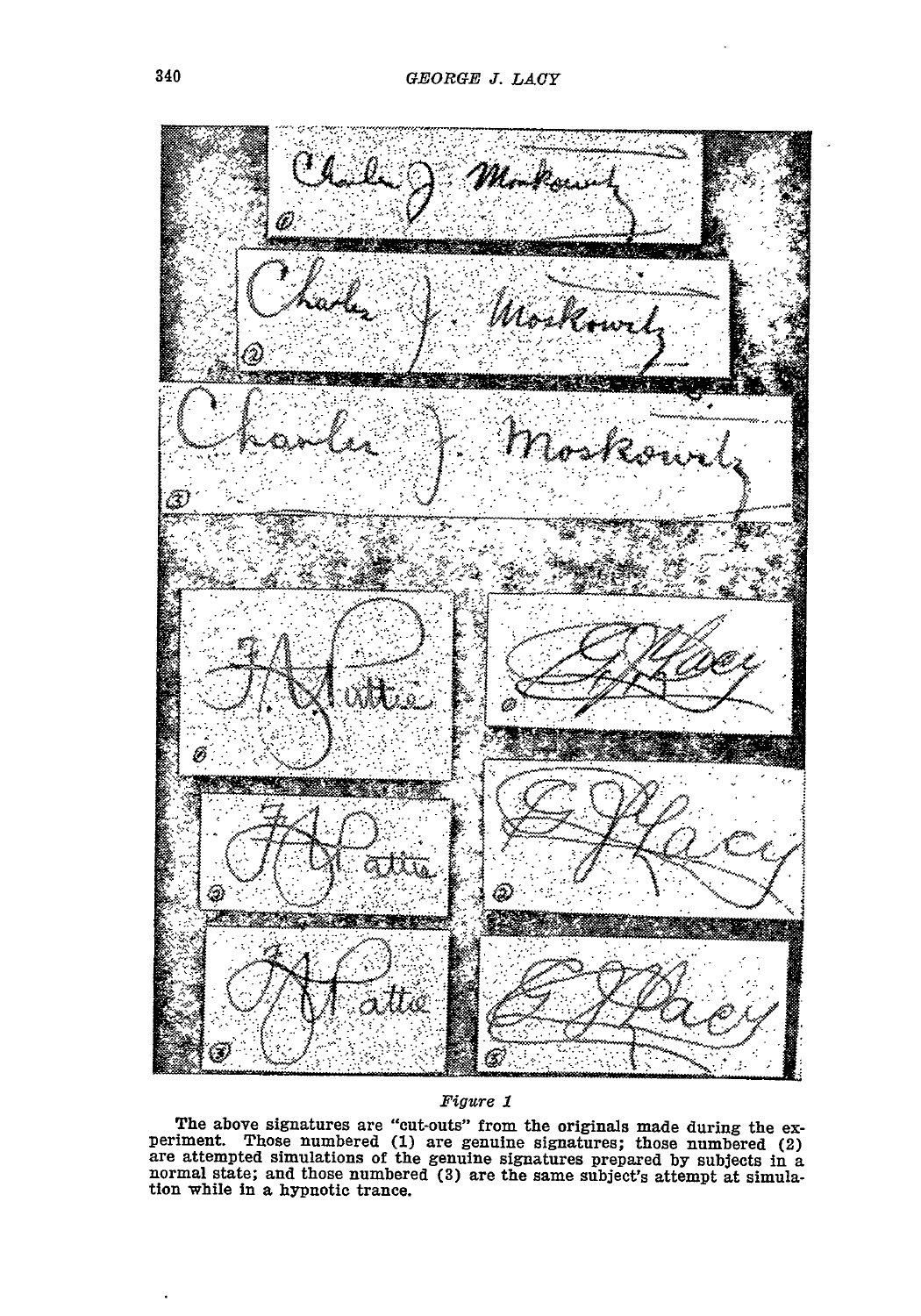*Figure 1*

The above signatures are "cut-outs" from the originals made during the experiment. Those numbered (1) are genuine signatures; those numbered (2) are attempted simulations of the genuine signatures prepared by subjects in a normal state; and those numbered (3) are the same subject's attempt at simulation while in a hypnotic trance.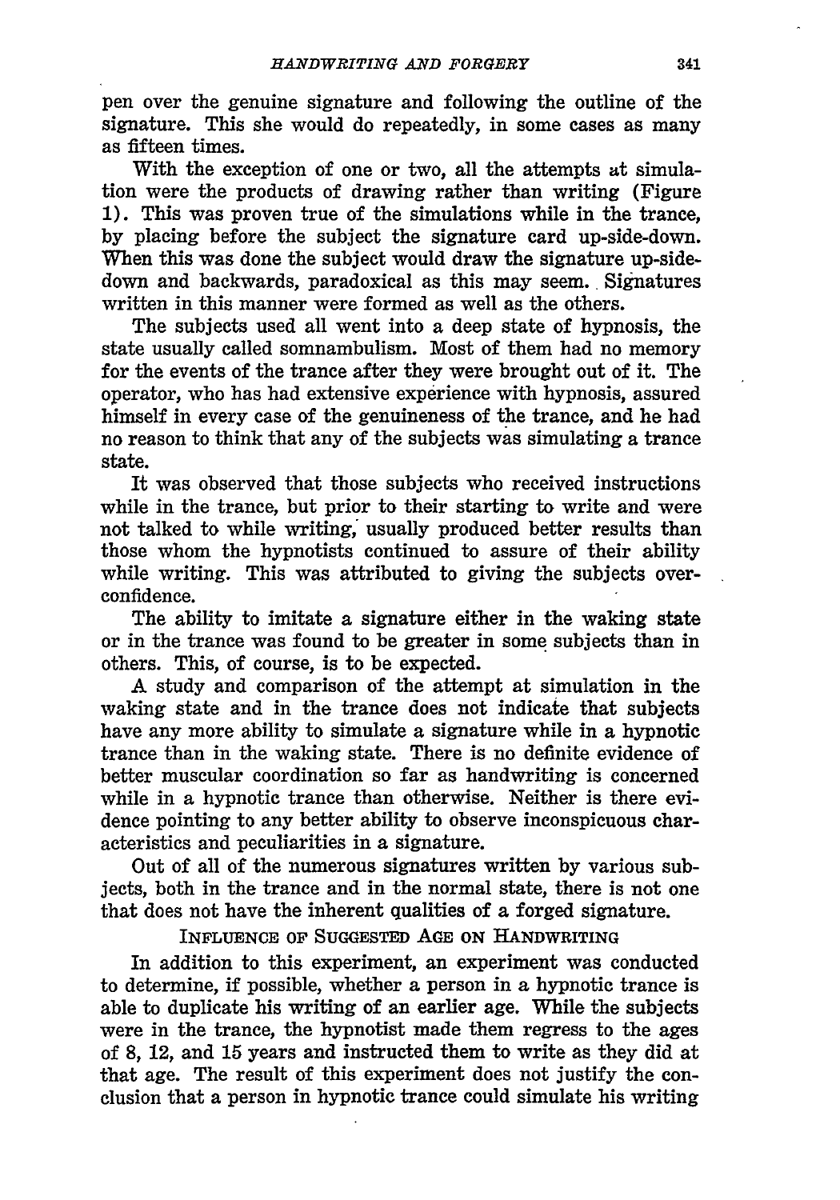pen over the genuine signature and following the outline of the signature. This she would do repeatedly, in some cases as many as fifteen times.

With the exception of one or two, all the attempts at simulation were the products of drawing rather than writing (Figure 1). This was proven true of the simulations while in the trance, by placing before the subject the signature card up-side-down. When this was done the subject would draw the signature up-side-down and backwards, paradoxical as this may seem. Signatures written in this manner were formed as well as the others.

The subjects used all went into a deep state of hypnosis, the state usually called somnambulism. Most of them had no memory for the events of the trance after they were brought out of it. The operator, who has had extensive experience with hypnosis, assured himself in every case of the genuineness of the trance, and he had no reason to think that any of the subjects was simulating a trance state.

It was observed that those subjects who received instructions while in the trance, but prior to their starting to write and were not talked to while writing, usually produced better results than those whom the hypnotists continued to assure of their ability while writing. This was attributed to giving the subjects over-confidence.

The ability to imitate a signature either in the waking state or in the trance was found to be greater in some subjects than in others. This, of course, is to be expected.

A study and comparison of the attempt at simulation in the waking state and in the trance does not indicate that subjects have any more ability to simulate a signature while in a hypnotic trance than in the waking state. There is no definite evidence of better muscular coordination so far as handwriting is concerned while in a hypnotic trance than otherwise. Neither is there evidence pointing to any better ability to observe inconspicuous characteristics and peculiarities in a signature.

Out of all of the numerous signatures written by various subjects, both in the trance and in the normal state, there is not one that does not have the inherent qualities of a forged signature.

## Influence of Suggested Age on Handwriting

In addition to this experiment, an experiment was conducted to determine, if possible, whether a person in a hypnotic trance is able to duplicate his writing of an earlier age. While the subjects were in the trance, the hypnotist made them regress to the ages of 8, 12, and 15 years and instructed them to write as they did at that age. The result of this experiment does not justify the conclusion that a person in hypnotic trance could simulate his writing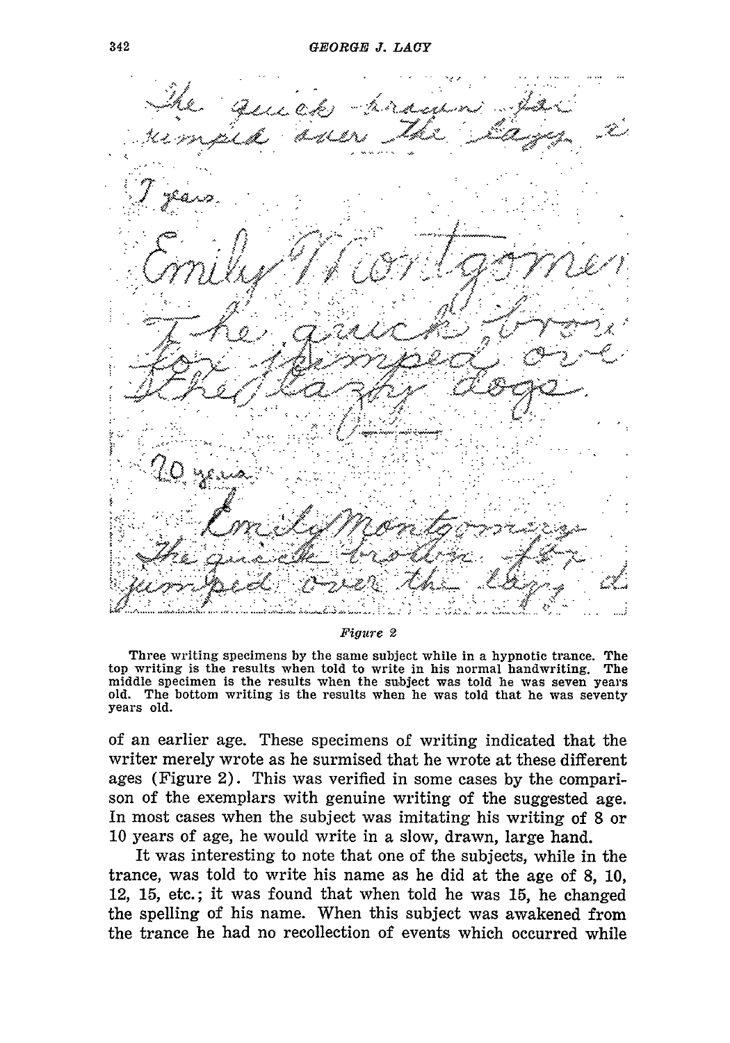*Figure 2*

Three writing specimens by the same subject while in a hypnotic trance. The top writing is the results when told to write in his normal handwriting. The middle specimen is the results when the subject was told he was seven years old. The bottom writing is the results when he was told that he was seventy years old.

of an earlier age. These specimens of writing indicated that the writer merely wrote as he surmised that he wrote at these different ages (Figure 2). This was verified in some cases by the comparison of the exemplars with genuine writing of the suggested age. In most cases when the subject was imitating his writing of 8 or 10 years of age, he would write in a slow, drawn, large hand.

It was interesting to note that one of the subjects, while in the trance, was told to write his name as he did at the age of 8, 10, 12, 15, etc.; it was found that when told he was 15, he changed the spelling of his name. When this subject was awakened from the trance he had no recollection of events which occurred while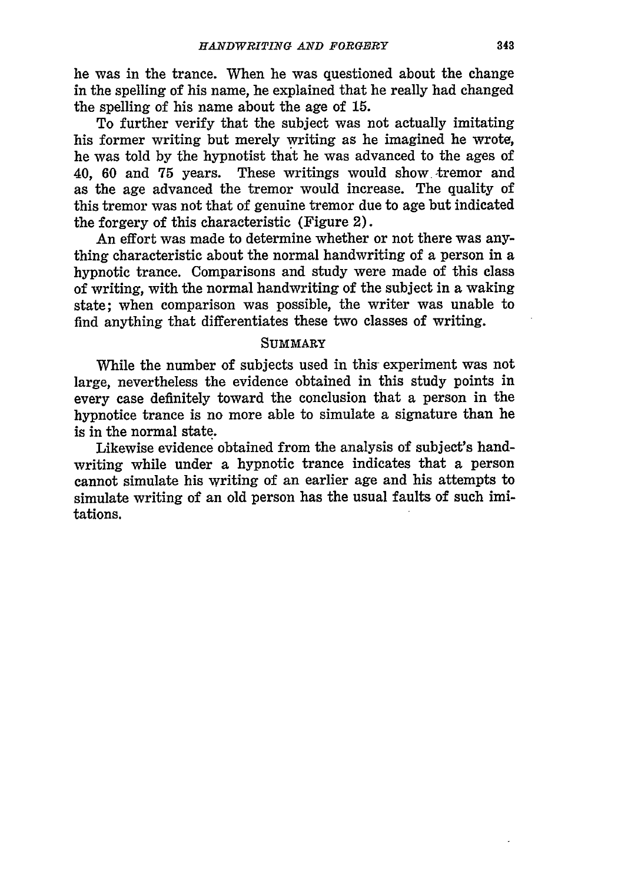he was in the trance. When he was questioned about the change in the spelling of his name, he explained that he really had changed the spelling of his name about the age of 15.

To further verify that the subject was not actually imitating his former writing but merely writing as he imagined he wrote, he was told by the hypnotist that he was advanced to the ages of 40, 60 and 75 years. These writings would show tremor and as the age advanced the tremor would increase. The quality of this tremor was not that of genuine tremor due to age but indicated the forgery of this characteristic (Figure 2).

An effort was made to determine whether or not there was anything characteristic about the normal handwriting of a person in a hypnotic trance. Comparisons and study were made of this class of writing, with the normal handwriting of the subject in a waking state; when comparison was possible, the writer was unable to find anything that differentiates these two classes of writing.

## SUMMARY

While the number of subjects used in this experiment was not large, nevertheless the evidence obtained in this study points in every case definitely toward the conclusion that a person in the hypnotice trance is no more able to simulate a signature than he is in the normal state.

Likewise evidence obtained from the analysis of subject's handwriting while under a hypnotic trance indicates that a person cannot simulate his writing of an earlier age and his attempts to simulate writing of an old person has the usual faults of such imitations.